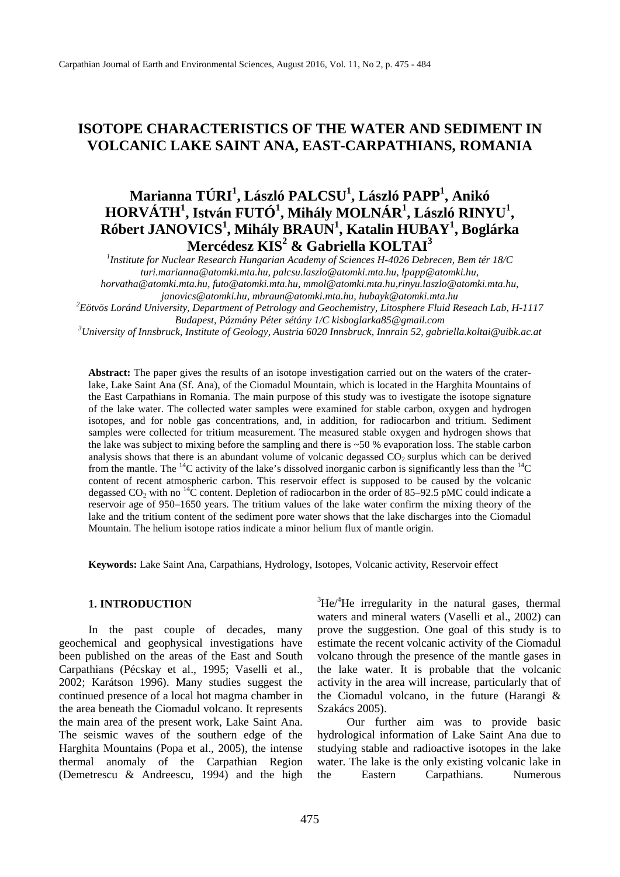# ISOTOPE CHARACTERISTICS OF THE WATER AND SEDIMENT IN VOLCANIC LAKE SAINT ANA, EAST-CARPATHIANS, ROMANIA

## Marianna TÚRI[1], László PALCSU[1], László PAPP[1], Anikó HORVÁTH[1], István FUTÓ[1], Mihály MOLNÁR[1], László RINYU[1], Róbert JANOVICS[1], Mihály BRAUN[1], Katalin HUBAY[1], Boglárka Mercédesz KIS[2] & Gabriella KOLTAI[3]

[1]*Institute for Nuclear Research Hungarian Academy of Sciences H-4026 Debrecen, Bem tér 18/C turi.marianna@atomki.mta.hu, palcsu.laszlo@atomki.mta.hu, lpapp@atomki.hu, horvatha@atomki.mta.hu, futo@atomki.mta.hu, mmol@atomki.mta.hu,rinyu.laszlo@atomki.mta.hu, janovics@atomki.hu, mbraun@atomki.mta.hu, hubayk@atomki.mta.hu*

[2]*Eötvös Loránd University, Department of Petrology and Geochemistry, Litosphere Fluid Reseach Lab, H-1117 Budapest, Pázmány Péter sétány 1/C kisboglarka85@gmail.com*

[3]*University of Innsbruck, Institute of Geology, Austria 6020 Innsbruck, Innrain 52, gabriella.koltai@uibk.ac.at*

**Abstract:** The paper gives the results of an isotope investigation carried out on the waters of the crater-lake, Lake Saint Ana (Sf. Ana), of the Ciomadul Mountain, which is located in the Harghita Mountains of the East Carpathians in Romania. The main purpose of this study was to ivestigate the isotope signature of the lake water. The collected water samples were examined for stable carbon, oxygen and hydrogen isotopes, and for noble gas concentrations, and, in addition, for radiocarbon and tritium. Sediment samples were collected for tritium measurement. The measured stable oxygen and hydrogen shows that the lake was subject to mixing before the sampling and there is ~50 % evaporation loss. The stable carbon analysis shows that there is an abundant volume of volcanic degassed $CO_2$ surplus which can be derived from the mantle. The $^{14}C$ activity of the lake's dissolved inorganic carbon is significantly less than the $^{14}C$ content of recent atmospheric carbon. This reservoir effect is supposed to be caused by the volcanic degassed $CO_2$ with no $^{14}C$ content. Depletion of radiocarbon in the order of 85–92.5 pMC could indicate a reservoir age of 950–1650 years. The tritium values of the lake water confirm the mixing theory of the lake and the tritium content of the sediment pore water shows that the lake discharges into the Ciomadul Mountain. The helium isotope ratios indicate a minor helium flux of mantle origin.

**Keywords:** Lake Saint Ana, Carpathians, Hydrology, Isotopes, Volcanic activity, Reservoir effect

### 1. INTRODUCTION

In the past couple of decades, many geochemical and geophysical investigations have been published on the areas of the East and South Carpathians (Pécskay et al., 1995; Vaselli et al., 2002; Karátson 1996). Many studies suggest the continued presence of a local hot magma chamber in the area beneath the Ciomadul volcano. It represents the main area of the present work, Lake Saint Ana. The seismic waves of the southern edge of the Harghita Mountains (Popa et al., 2005), the intense thermal anomaly of the Carpathian Region (Demetrescu & Andreescu, 1994) and the high $^3He/^4He$ irregularity in the natural gases, thermal waters and mineral waters (Vaselli et al., 2002) can prove the suggestion. One goal of this study is to estimate the recent volcanic activity of the Ciomadul volcano through the presence of the mantle gases in the lake water. It is probable that the volcanic activity in the area will increase, particularly that of the Ciomadul volcano, in the future (Harangi & Szakács 2005).

Our further aim was to provide basic hydrological information of Lake Saint Ana due to studying stable and radioactive isotopes in the lake water. The lake is the only existing volcanic lake in the Eastern Carpathians. Numerous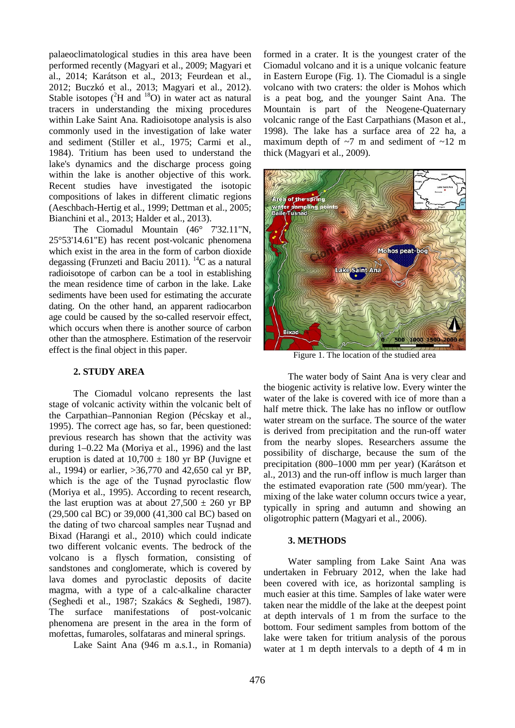palaeoclimatological studies in this area have been performed recently (Magyari et al., 2009; Magyari et al., 2014; Karátson et al., 2013; Feurdean et al., 2012; Buczkó et al., 2013; Magyari et al., 2012). Stable isotopes ($^{2}H$ and $^{18}O$) in water act as natural tracers in understanding the mixing procedures within Lake Saint Ana. Radioisotope analysis is also commonly used in the investigation of lake water and sediment (Stiller et al., 1975; Carmi et al., 1984). Tritium has been used to understand the lake's dynamics and the discharge process going within the lake is another objective of this work. Recent studies have investigated the isotopic compositions of lakes in different climatic regions (Aeschbach-Hertig et al., 1999; Dettman et al., 2005; Bianchini et al., 2013; Halder et al., 2013).

The Ciomadul Mountain (46° 7'32.11"N, 25°53'14.61"E) has recent post-volcanic phenomena which exist in the area in the form of carbon dioxide degassing (Frunzeti and Baciu 2011). $^{14}C$ as a natural radioisotope of carbon can be a tool in establishing the mean residence time of carbon in the lake. Lake sediments have been used for estimating the accurate dating. On the other hand, an apparent radiocarbon age could be caused by the so-called reservoir effect, which occurs when there is another source of carbon other than the atmosphere. Estimation of the reservoir effect is the final object in this paper.

## 2. STUDY AREA

The Ciomadul volcano represents the last stage of volcanic activity within the volcanic belt of the Carpathian–Pannonian Region (Pécskay et al., 1995). The correct age has, so far, been questioned: previous research has shown that the activity was during 1–0.22 Ma (Moriya et al., 1996) and the last eruption is dated at 10,700 ± 180 yr BP (Juvigne et al., 1994) or earlier, >36,770 and 42,650 cal yr BP, which is the age of the Tușnad pyroclastic flow (Moriya et al., 1995). According to recent research, the last eruption was at about 27,500 ± 260 yr BP (29,500 cal BC) or 39,000 (41,300 cal BC) based on the dating of two charcoal samples near Tușnad and Bixad (Harangi et al., 2010) which could indicate two different volcanic events. The bedrock of the volcano is a flysch formation, consisting of sandstones and conglomerate, which is covered by lava domes and pyroclastic deposits of dacite magma, with a type of a calc-alkaline character (Seghedi et al., 1987; Szakács & Seghedi, 1987). The surface manifestations of post-volcanic phenomena are present in the area in the form of mofettas, fumaroles, solfataras and mineral springs.

Lake Saint Ana (946 m a.s.1., in Romania) formed in a crater. It is the youngest crater of the Ciomadul volcano and it is a unique volcanic feature in Eastern Europe (Fig. 1). The Ciomadul is a single volcano with two craters: the older is Mohos which is a peat bog, and the younger Saint Ana. The Mountain is part of the Neogene-Quaternary volcanic range of the East Carpathians (Mason et al., 1998). The lake has a surface area of 22 ha, a maximum depth of ~7 m and sediment of ~12 m thick (Magyari et al., 2009).

Area of the spring water sampling points
Baile Tusnad
Ciomadul Mountain
Mohos peat-bog
Lake Saint Ana
Bixad
0 500 1000 1500 2000 m

Figure 1. The location of the studied area

The water body of Saint Ana is very clear and the biogenic activity is relative low. Every winter the water of the lake is covered with ice of more than a half metre thick. The lake has no inflow or outflow water stream on the surface. The source of the water is derived from precipitation and the run-off water from the nearby slopes. Researchers assume the possibility of discharge, because the sum of the precipitation (800–1000 mm per year) (Karátson et al., 2013) and the run-off inflow is much larger than the estimated evaporation rate (500 mm/year). The mixing of the lake water column occurs twice a year, typically in spring and autumn and showing an oligotrophic pattern (Magyari et al., 2006).

## 3. METHODS

Water sampling from Lake Saint Ana was undertaken in February 2012, when the lake had been covered with ice, as horizontal sampling is much easier at this time. Samples of lake water were taken near the middle of the lake at the deepest point at depth intervals of 1 m from the surface to the bottom. Four sediment samples from bottom of the lake were taken for tritium analysis of the porous water at 1 m depth intervals to a depth of 4 m in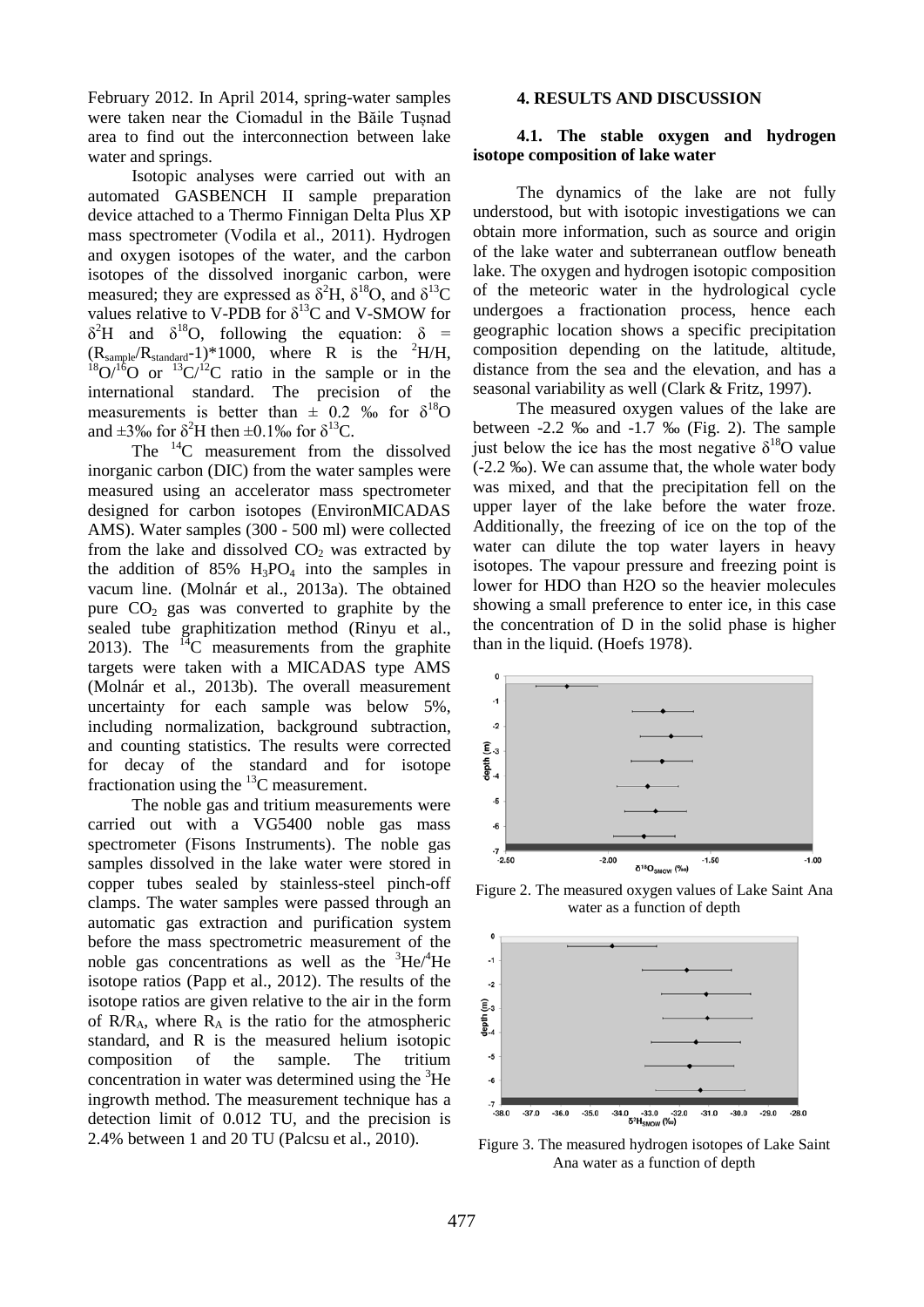February 2012. In April 2014, spring-water samples were taken near the Ciomadul in the Băile Tușnad area to find out the interconnection between lake water and springs.

Isotopic analyses were carried out with an automated GASBENCH II sample preparation device attached to a Thermo Finnigan Delta Plus XP mass spectrometer (Vodila et al., 2011). Hydrogen and oxygen isotopes of the water, and the carbon isotopes of the dissolved inorganic carbon, were measured; they are expressed as $\delta^2$H, $\delta^{18}$O, and $\delta^{13}$C values relative to V-PDB for $\delta^{13}$C and V-SMOW for $\delta^2$H and $\delta^{18}$O, following the equation: $\delta = (R_{sample}/R_{standard}-1)*1000$, where R is the $^2$H/H, $^{18}$O/$^{16}$O or $^{13}$C/$^{12}$C ratio in the sample or in the international standard. The precision of the measurements is better than ± 0.2 ‰ for $\delta^{18}$O and ±3‰ for $\delta^2$H then ±0.1‰ for $\delta^{13}$C.

The $^{14}$C measurement from the dissolved inorganic carbon (DIC) from the water samples were measured using an accelerator mass spectrometer designed for carbon isotopes (EnvironMICADAS AMS). Water samples (300 - 500 ml) were collected from the lake and dissolved $CO_2$ was extracted by the addition of 85% $H_3PO_4$ into the samples in vacum line. (Molnár et al., 2013a). The obtained pure $CO_2$ gas was converted to graphite by the sealed tube graphitization method (Rinyu et al., 2013). The $^{14}$C measurements from the graphite targets were taken with a MICADAS type AMS (Molnár et al., 2013b). The overall measurement uncertainty for each sample was below 5%, including normalization, background subtraction, and counting statistics. The results were corrected for decay of the standard and for isotope fractionation using the $^{13}$C measurement.

The noble gas and tritium measurements were carried out with a VG5400 noble gas mass spectrometer (Fisons Instruments). The noble gas samples dissolved in the lake water were stored in copper tubes sealed by stainless-steel pinch-off clamps. The water samples were passed through an automatic gas extraction and purification system before the mass spectrometric measurement of the noble gas concentrations as well as the $^3$He/$^4$He isotope ratios (Papp et al., 2012). The results of the isotope ratios are given relative to the air in the form of R/R$_A$, where R$_A$ is the ratio for the atmospheric standard, and R is the measured helium isotopic composition of the sample. The tritium concentration in water was determined using the $^3$He ingrowth method. The measurement technique has a detection limit of 0.012 TU, and the precision is 2.4% between 1 and 20 TU (Palcsu et al., 2010).

## 4. RESULTS AND DISCUSSION

### 4.1. The stable oxygen and hydrogen isotope composition of lake water

The dynamics of the lake are not fully understood, but with isotopic investigations we can obtain more information, such as source and origin of the lake water and subterranean outflow beneath lake. The oxygen and hydrogen isotopic composition of the meteoric water in the hydrological cycle undergoes a fractionation process, hence each geographic location shows a specific precipitation composition depending on the latitude, altitude, distance from the sea and the elevation, and has a seasonal variability as well (Clark & Fritz, 1997).

The measured oxygen values of the lake are between -2.2 ‰ and -1.7 ‰ (Fig. 2). The sample just below the ice has the most negative $\delta^{18}$O value (-2.2 ‰). We can assume that, the whole water body was mixed, and that the precipitation fell on the upper layer of the lake before the water froze. Additionally, the freezing of ice on the top of the water can dilute the top water layers in heavy isotopes. The vapour pressure and freezing point is lower for HDO than H2O so the heavier molecules showing a small preference to enter ice, in this case the concentration of D in the solid phase is higher than in the liquid. (Hoefs 1978).

Figure 2. The measured oxygen values of Lake Saint Ana water as a function of depth

Figure 3. The measured hydrogen isotopes of Lake Saint Ana water as a function of depth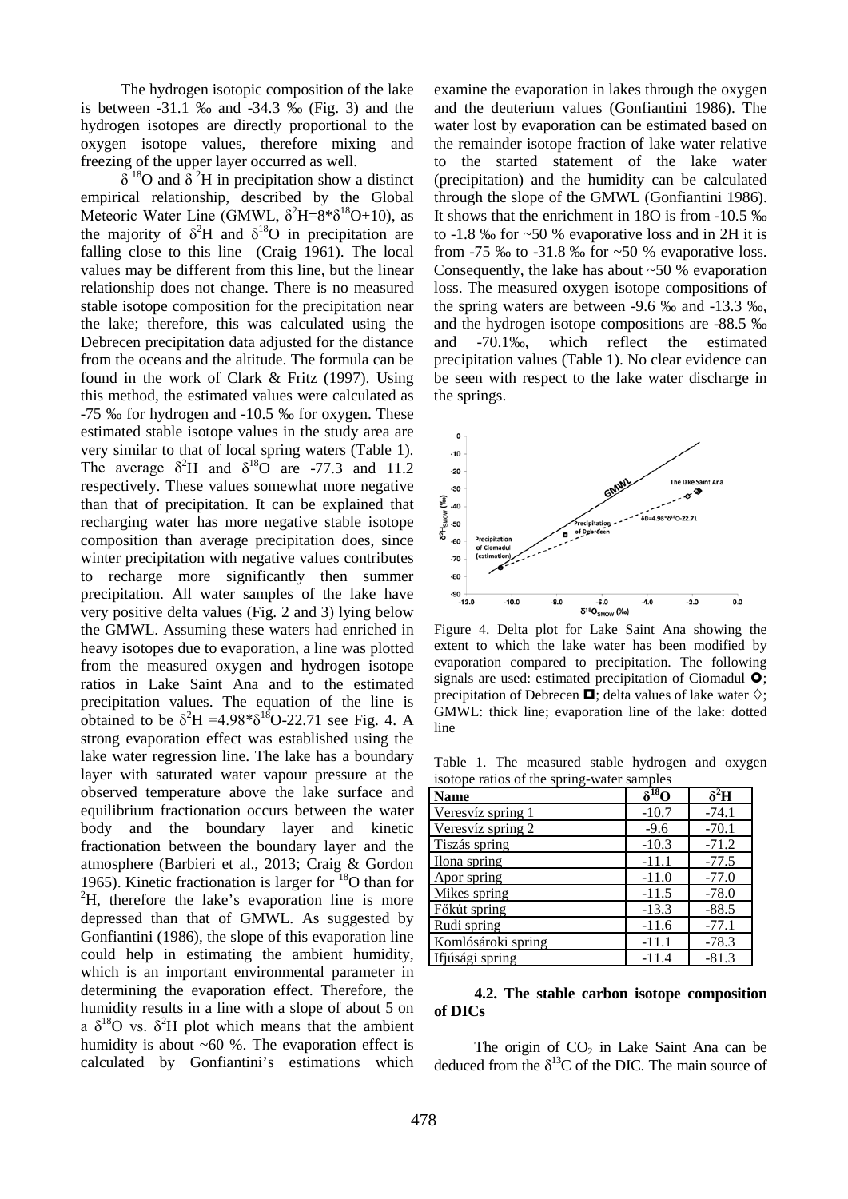The hydrogen isotopic composition of the lake is between -31.1 ‰ and -34.3 ‰ (Fig. 3) and the hydrogen isotopes are directly proportional to the oxygen isotope values, therefore mixing and freezing of the upper layer occurred as well.

$\delta^{18}$O and $\delta^{2}$H in precipitation show a distinct empirical relationship, described by the Global Meteoric Water Line (GMWL, $\delta^{2}H=8*\delta^{18}O+10$), as the majority of $\delta^{2}$H and $\delta^{18}$O in precipitation are falling close to this line (Craig 1961). The local values may be different from this line, but the linear relationship does not change. There is no measured stable isotope composition for the precipitation near the lake; therefore, this was calculated using the Debrecen precipitation data adjusted for the distance from the oceans and the altitude. The formula can be found in the work of Clark & Fritz (1997). Using this method, the estimated values were calculated as -75 ‰ for hydrogen and -10.5 ‰ for oxygen. These estimated stable isotope values in the study area are very similar to that of local spring waters (Table 1). The average $\delta^{2}$H and $\delta^{18}$O are -77.3 and 11.2 respectively. These values somewhat more negative than that of precipitation. It can be explained that recharging water has more negative stable isotope composition than average precipitation does, since winter precipitation with negative values contributes to recharge more significantly then summer precipitation. All water samples of the lake have very positive delta values (Fig. 2 and 3) lying below the GMWL. Assuming these waters had enriched in heavy isotopes due to evaporation, a line was plotted from the measured oxygen and hydrogen isotope ratios in Lake Saint Ana and to the estimated precipitation values. The equation of the line is obtained to be $\delta^{2}H=4.98*\delta^{18}O-22.71$ see Fig. 4. A strong evaporation effect was established using the lake water regression line. The lake has a boundary layer with saturated water vapour pressure at the observed temperature above the lake surface and equilibrium fractionation occurs between the water body and the boundary layer and kinetic fractionation between the boundary layer and the atmosphere (Barbieri et al., 2013; Craig & Gordon 1965). Kinetic fractionation is larger for $^{18}$O than for $^{2}$H, therefore the lake's evaporation line is more depressed than that of GMWL. As suggested by Gonfiantini (1986), the slope of this evaporation line could help in estimating the ambient humidity, which is an important environmental parameter in determining the evaporation effect. Therefore, the humidity results in a line with a slope of about 5 on a $\delta^{18}$O vs. $\delta^{2}$H plot which means that the ambient humidity is about ~60 %. The evaporation effect is calculated by Gonfiantini's estimations which examine the evaporation in lakes through the oxygen and the deuterium values (Gonfiantini 1986). The water lost by evaporation can be estimated based on the remainder isotope fraction of lake water relative to the started statement of the lake water (precipitation) and the humidity can be calculated through the slope of the GMWL (Gonfiantini 1986). It shows that the enrichment in 18O is from -10.5 ‰ to -1.8 ‰ for ~50 % evaporative loss and in 2H it is from -75 ‰ to -31.8 ‰ for ~50 % evaporative loss. Consequently, the lake has about ~50 % evaporation loss. The measured oxygen isotope compositions of the spring waters are between -9.6 ‰ and -13.3 ‰, and the hydrogen isotope compositions are -88.5 ‰ and -70.1‰, which reflect the estimated precipitation values (Table 1). No clear evidence can be seen with respect to the lake water discharge in the springs.

GMWL
The lake Saint Ana
δD=4.98*δ18O-22.71
Precipitation of Debrecen
Precipitation of Ciomadul (estimation)
$\delta^{2}H_{SMOW}$ (‰)
$\delta^{18}O_{SMOW}$ (‰)
0, -10, -20, -30, -40, -50, -60, -70, -80, -90
-12.0, -10.0, -8.0, -6.0, -4.0, -2.0, 0.0

Figure 4. Delta plot for Lake Saint Ana showing the extent to which the lake water has been modified by evaporation compared to precipitation. The following signals are used: estimated precipitation of Ciomadul ○; precipitation of Debrecen ◘; delta values of lake water ◇; GMWL: thick line; evaporation line of the lake: dotted line

Table 1. The measured stable hydrogen and oxygen isotope ratios of the spring-water samples

| Name | $\delta^{18}$O | $\delta^{2}$H |
|---|---|---|
| Veresvíz spring 1 | -10.7 | -74.1 |
| Veresvíz spring 2 | -9.6 | -70.1 |
| Tiszás spring | -10.3 | -71.2 |
| Ilona spring | -11.1 | -77.5 |
| Apor spring | -11.0 | -77.0 |
| Mikes spring | -11.5 | -78.0 |
| Főkút spring | -13.3 | -88.5 |
| Rudi spring | -11.6 | -77.1 |
| Komlósároki spring | -11.1 | -78.3 |
| Ifjúsági spring | -11.4 | -81.3 |

### 4.2. The stable carbon isotope composition of DICs

The origin of $CO_2$ in Lake Saint Ana can be deduced from the $\delta^{13}$C of the DIC. The main source of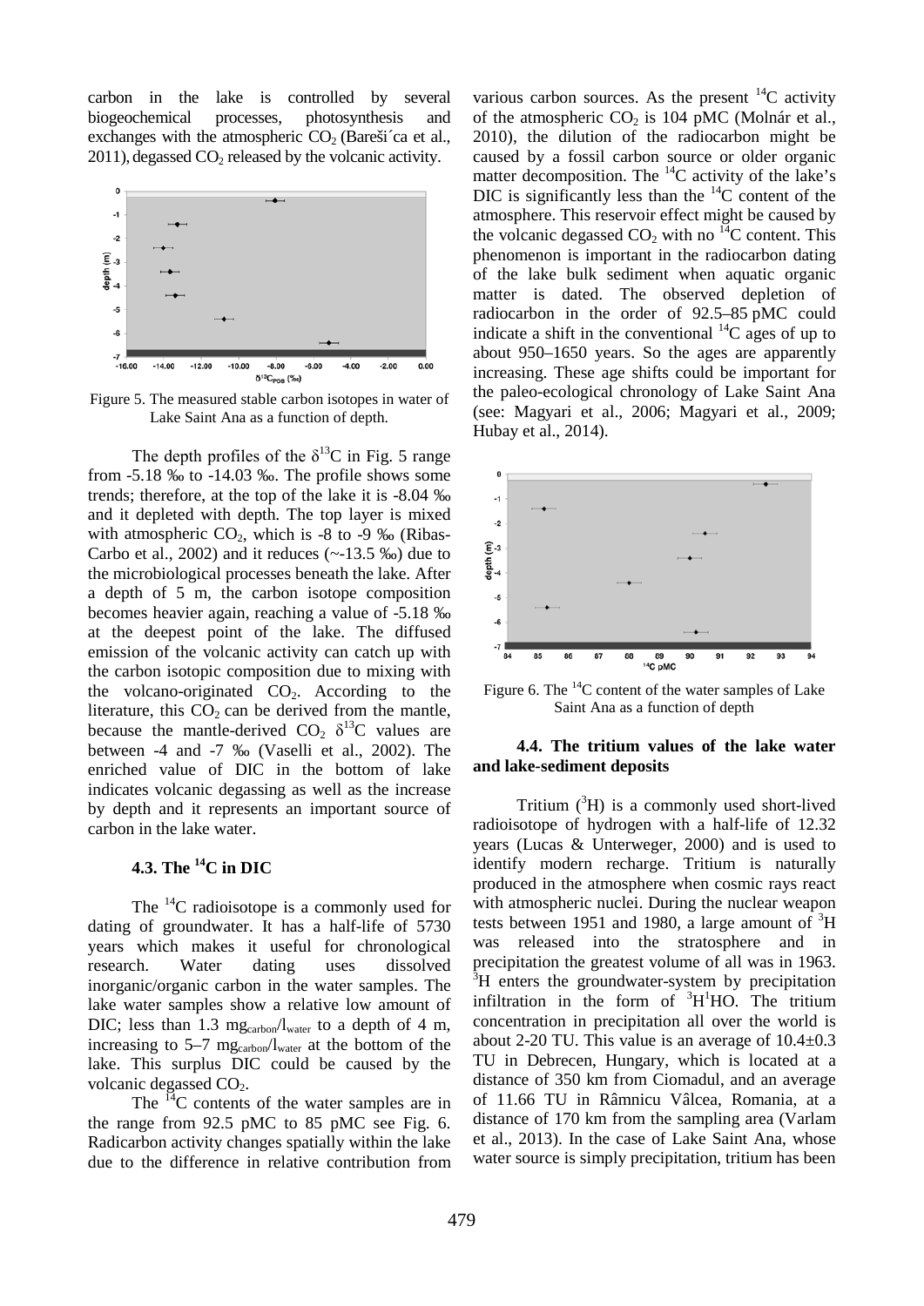carbon in the lake is controlled by several biogeochemical processes, photosynthesis and exchanges with the atmospheric $CO_2$ (Barešić ca et al., 2011), degassed $CO_2$ released by the volcanic activity.

0
-1
-2
-3
-4
-5
-6
-7
depth (m)
-16.00 -14.00 -12.00 -10.00 -8.00 -6.00 -4.00 -2.00 0.00
$\delta^{13}C_{PDB}$ (‰)

Figure 5. The measured stable carbon isotopes in water of Lake Saint Ana as a function of depth.

The depth profiles of the $\delta^{13}C$ in Fig. 5 range from -5.18 ‰ to -14.03 ‰. The profile shows some trends; therefore, at the top of the lake it is -8.04 ‰ and it depleted with depth. The top layer is mixed with atmospheric $CO_2$, which is -8 to -9 ‰ (Ribas-Carbo et al., 2002) and it reduces (~-13.5 ‰) due to the microbiological processes beneath the lake. After a depth of 5 m, the carbon isotope composition becomes heavier again, reaching a value of -5.18 ‰ at the deepest point of the lake. The diffused emission of the volcanic activity can catch up with the carbon isotopic composition due to mixing with the volcano-originated $CO_2$. According to the literature, this $CO_2$ can be derived from the mantle, because the mantle-derived $CO_2$ $\delta^{13}C$ values are between -4 and -7 ‰ (Vaselli et al., 2002). The enriched value of DIC in the bottom of lake indicates volcanic degassing as well as the increase by depth and it represents an important source of carbon in the lake water.

### 4.3. The $^{14}C$ in DIC

The $^{14}C$ radioisotope is a commonly used for dating of groundwater. It has a half-life of 5730 years which makes it useful for chronological research. Water dating uses dissolved inorganic/organic carbon in the water samples. The lake water samples show a relative low amount of DIC; less than 1.3 $mg_{carbon}/l_{water}$ to a depth of 4 m, increasing to 5–7 $mg_{carbon}/l_{water}$ at the bottom of the lake. This surplus DIC could be caused by the volcanic degassed $CO_2$.

The $^{14}C$ contents of the water samples are in the range from 92.5 pMC to 85 pMC see Fig. 6. Radicarbon activity changes spatially within the lake due to the difference in relative contribution from various carbon sources. As the present $^{14}C$ activity of the atmospheric $CO_2$ is 104 pMC (Molnár et al., 2010), the dilution of the radiocarbon might be caused by a fossil carbon source or older organic matter decomposition. The $^{14}C$ activity of the lake's DIC is significantly less than the $^{14}C$ content of the atmosphere. This reservoir effect might be caused by the volcanic degassed $CO_2$ with no $^{14}C$ content. This phenomenon is important in the radiocarbon dating of the lake bulk sediment when aquatic organic matter is dated. The observed depletion of radiocarbon in the order of 92.5–85 pMC could indicate a shift in the conventional $^{14}C$ ages of up to about 950–1650 years. So the ages are apparently increasing. These age shifts could be important for the paleo-ecological chronology of Lake Saint Ana (see: Magyari et al., 2006; Magyari et al., 2009; Hubay et al., 2014).

0
-1
-2
-3
-4
-5
-6
-7
depth (m)
84 85 86 87 88 89 90 91 92 93 94
$^{14}C$ pMC

Figure 6. The $^{14}C$ content of the water samples of Lake Saint Ana as a function of depth

### 4.4. The tritium values of the lake water and lake-sediment deposits

Tritium ($^3H$) is a commonly used short-lived radioisotope of hydrogen with a half-life of 12.32 years (Lucas & Unterweger, 2000) and is used to identify modern recharge. Tritium is naturally produced in the atmosphere when cosmic rays react with atmospheric nuclei. During the nuclear weapon tests between 1951 and 1980, a large amount of $^3H$ was released into the stratosphere and in precipitation the greatest volume of all was in 1963. $^3H$ enters the groundwater-system by precipitation infiltration in the form of $^3H^1HO$. The tritium concentration in precipitation all over the world is about 2-20 TU. This value is an average of 10.4±0.3 TU in Debrecen, Hungary, which is located at a distance of 350 km from Ciomadul, and an average of 11.66 TU in Râmnicu Vâlcea, Romania, at a distance of 170 km from the sampling area (Varlam et al., 2013). In the case of Lake Saint Ana, whose water source is simply precipitation, tritium has been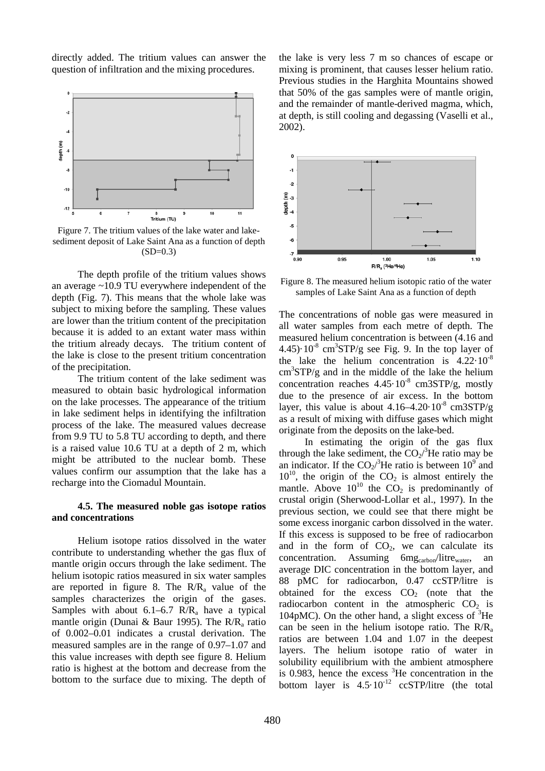directly added. The tritium values can answer the question of infiltration and the mixing procedures.

0
-2
-4
depth (m)
-6
-8
-10
-12
5 6 7 8 9 10 11
Tritium (TU)

Figure 7. The tritium values of the lake water and lake-sediment deposit of Lake Saint Ana as a function of depth (SD=0.3)

The depth profile of the tritium values shows an average ~10.9 TU everywhere independent of the depth (Fig. 7). This means that the whole lake was subject to mixing before the sampling. These values are lower than the tritium content of the precipitation because it is added to an extant water mass within the tritium already decays. The tritium content of the lake is close to the present tritium concentration of the precipitation.

The tritium content of the lake sediment was measured to obtain basic hydrological information on the lake processes. The appearance of the tritium in lake sediment helps in identifying the infiltration process of the lake. The measured values decrease from 9.9 TU to 5.8 TU according to depth, and there is a raised value 10.6 TU at a depth of 2 m, which might be attributed to the nuclear bomb. These values confirm our assumption that the lake has a recharge into the Ciomadul Mountain.

### 4.5. The measured noble gas isotope ratios and concentrations

Helium isotope ratios dissolved in the water contribute to understanding whether the gas flux of mantle origin occurs through the lake sediment. The helium isotopic ratios measured in six water samples are reported in figure 8. The $R/R_a$ value of the samples characterizes the origin of the gases. Samples with about 6.1–6.7 $R/R_a$ have a typical mantle origin (Dunai & Baur 1995). The $R/R_a$ ratio of 0.002–0.01 indicates a crustal derivation. The measured samples are in the range of 0.97–1.07 and this value increases with depth see figure 8. Helium ratio is highest at the bottom and decrease from the bottom to the surface due to mixing. The depth of the lake is very less 7 m so chances of escape or mixing is prominent, that causes lesser helium ratio. Previous studies in the Harghita Mountains showed that 50% of the gas samples were of mantle origin, and the remainder of mantle-derived magma, which, at depth, is still cooling and degassing (Vaselli et al., 2002).

0
-1
-2
-3
depth (m)
-4
-5
-6
-7
0.90 0.95 1.00 1.05 1.10
$R/R_a$ ($^3He/^4He$)

Figure 8. The measured helium isotopic ratio of the water samples of Lake Saint Ana as a function of depth

The concentrations of noble gas were measured in all water samples from each metre of depth. The measured helium concentration is between (4.16 and 4.45)$\cdot 10^{-8}$ $cm^3$STP/g see Fig. 9. In the top layer of the lake the helium concentration is $4.22\cdot 10^{-8}$ $cm^3$STP/g and in the middle of the lake the helium concentration reaches $4.45\cdot 10^{-8}$ cm3STP/g, mostly due to the presence of air excess. In the bottom layer, this value is about $4.16$–$4.20\cdot 10^{-8}$ cm3STP/g as a result of mixing with diffuse gases which might originate from the deposits on the lake-bed.

In estimating the origin of the gas flux through the lake sediment, the $CO_2/^3He$ ratio may be an indicator. If the $CO_2/^3He$ ratio is between $10^9$ and $10^{10}$, the origin of the $CO_2$ is almost entirely the mantle. Above $10^{10}$ the $CO_2$ is predominantly of crustal origin (Sherwood-Lollar et al., 1997). In the previous section, we could see that there might be some excess inorganic carbon dissolved in the water. If this excess is supposed to be free of radiocarbon and in the form of $CO_2$, we can calculate its concentration. Assuming $6mg_{carbon}/litre_{water}$, an average DIC concentration in the bottom layer, and 88 pMC for radiocarbon, 0.47 ccSTP/litre is obtained for the excess $CO_2$ (note that the radiocarbon content in the atmospheric $CO_2$ is 104pMC). On the other hand, a slight excess of $^3He$ can be seen in the helium isotope ratio. The $R/R_a$ ratios are between 1.04 and 1.07 in the deepest layers. The helium isotope ratio of water in solubility equilibrium with the ambient atmosphere is 0.983, hence the excess $^3He$ concentration in the bottom layer is $4.5\cdot 10^{-12}$ ccSTP/litre (the total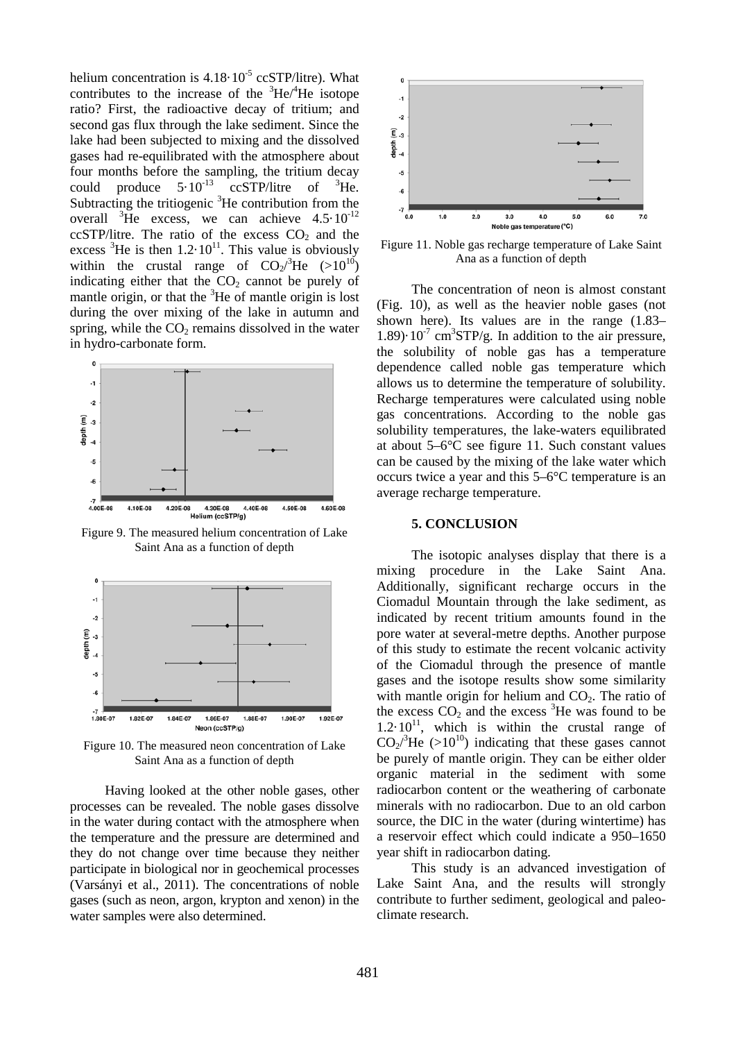helium concentration is $4.18 \cdot 10^{-5}$ ccSTP/litre). What contributes to the increase of the $^{3}He/^{4}He$ isotope ratio? First, the radioactive decay of tritium; and second gas flux through the lake sediment. Since the lake had been subjected to mixing and the dissolved gases had re-equilibrated with the atmosphere about four months before the sampling, the tritium decay could produce $5 \cdot 10^{-13}$ ccSTP/litre of $^{3}He$. Subtracting the tritiogenic $^{3}He$ contribution from the overall $^{3}He$ excess, we can achieve $4.5 \cdot 10^{-12}$ ccSTP/litre. The ratio of the excess $CO_2$ and the excess $^{3}He$ is then $1.2 \cdot 10^{11}$. This value is obviously within the crustal range of $CO_2/^{3}He$ ($>10^{10}$) indicating either that the $CO_2$ cannot be purely of mantle origin, or that the $^{3}He$ of mantle origin is lost during the over mixing of the lake in autumn and spring, while the $CO_2$ remains dissolved in the water in hydro-carbonate form.

depth (m)
0
-1
-2
-3
-4
-5
-6
-7
4.00E-08 4.10E-08 4.20E-08 4.30E-08 4.40E-08 4.50E-08 4.60E-08
Helium (ccSTP/g)

Figure 9. The measured helium concentration of Lake Saint Ana as a function of depth

depth (m)
0
-1
-2
-3
-4
-5
-6
-7
1.80E-07 1.82E-07 1.84E-07 1.86E-07 1.88E-07 1.90E-07 1.92E-07
Neon (ccSTP/g)

Figure 10. The measured neon concentration of Lake Saint Ana as a function of depth

Having looked at the other noble gases, other processes can be revealed. The noble gases dissolve in the water during contact with the atmosphere when the temperature and the pressure are determined and they do not change over time because they neither participate in biological nor in geochemical processes (Varsányi et al., 2011). The concentrations of noble gases (such as neon, argon, krypton and xenon) in the water samples were also determined.

depth (m)
0
-1
-2
-3
-4
-5
-6
-7
0.0 1.0 2.0 3.0 4.0 5.0 6.0 7.0
Noble gas temperature (°C)

Figure 11. Noble gas recharge temperature of Lake Saint Ana as a function of depth

The concentration of neon is almost constant (Fig. 10), as well as the heavier noble gases (not shown here). Its values are in the range (1.83–1.89)$\cdot 10^{-7}$ $cm^3$STP/g. In addition to the air pressure, the solubility of noble gas has a temperature dependence called noble gas temperature which allows us to determine the temperature of solubility. Recharge temperatures were calculated using noble gas concentrations. According to the noble gas solubility temperatures, the lake-waters equilibrated at about 5–6°C see figure 11. Such constant values can be caused by the mixing of the lake water which occurs twice a year and this 5–6°C temperature is an average recharge temperature.

## 5. CONCLUSION

The isotopic analyses display that there is a mixing procedure in the Lake Saint Ana. Additionally, significant recharge occurs in the Ciomadul Mountain through the lake sediment, as indicated by recent tritium amounts found in the pore water at several-metre depths. Another purpose of this study to estimate the recent volcanic activity of the Ciomadul through the presence of mantle gases and the isotope results show some similarity with mantle origin for helium and $CO_2$. The ratio of the excess $CO_2$ and the excess $^{3}He$ was found to be $1.2 \cdot 10^{11}$, which is within the crustal range of $CO_2/^{3}He$ ($>10^{10}$) indicating that these gases cannot be purely of mantle origin. They can be either older organic material in the sediment with some radiocarbon content or the weathering of carbonate minerals with no radiocarbon. Due to an old carbon source, the DIC in the water (during wintertime) has a reservoir effect which could indicate a 950–1650 year shift in radiocarbon dating.

This study is an advanced investigation of Lake Saint Ana, and the results will strongly contribute to further sediment, geological and paleo-climate research.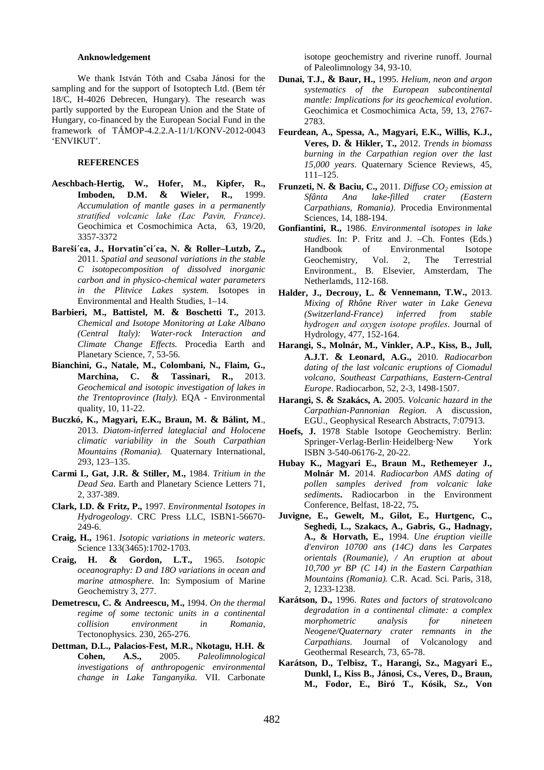### Anknowledgement

We thank István Tóth and Csaba Jánosi for the sampling and for the support of Isotoptech Ltd. (Bem tér 18/C, H-4026 Debrecen, Hungary). The research was partly supported by the European Union and the State of Hungary, co-financed by the European Social Fund in the framework of TÁMOP-4.2.2.A-11/1/KONV-2012-0043 'ENVIKUT'.

### REFERENCES

**Aeschbach-Hertig, W., Hofer, M., Kipfer, R., Imboden, D.M. & Wieler, R.,** 1999. *Accumulation of mantle gases in a permanently stratified volcanic lake (Lac Pavin, France)*. Geochimica et Cosmochimica Acta, 63, 19/20, 3357-3372

**Bareši´ca, J., Horvatinˇci´ca, N. & Roller–Lutzb, Z.,** 2011. *Spatial and seasonal variations in the stable C isotopecomposition of dissolved inorganic carbon and in physico-chemical water parameters in the Plitvice Lakes system.* Isotopes in Environmental and Health Studies, 1–14.

**Barbieri, M., Battistel, M. & Boschetti T.,** 2013. *Chemical and Isotope Monitoring at Lake Albano (Central Italy): Water-rock Interaction and Climate Change Effects.* Procedia Earth and Planetary Science, 7, 53-56.

**Bianchini, G., Natale, M., Colombani, N., Flaim, G., Marchina, C. & Tassinari, R.,** 2013. *Geochemical and isotopic investigation of lakes in the Trentoprovince (Italy).* EQA - Environmental quality, 10, 11-22.

**Buczkó, K., Magyari, E.K., Braun, M. & Bálint, M**., 2013. *Diatom-inferred lateglacial and Holocene climatic variability in the South Carpathian Mountains (Romania).* Quaternary International, 293, 123–135.

**Carmi I., Gat, J.R. & Stiller, M.,** 1984. *Tritium in the Dead Sea.* Earth and Planetary Science Letters 71, 2, 337-389.

**Clark, I.D. & Fritz, P.,** 1997. *Environmental Isotopes in Hydrogeology*. CRC Press LLC, ISBN1-56670-249-6.

**Craig, H.,** 1961. *Isotopic variations in meteoric waters*. Science 133(3465):1702-1703.

**Craig, H. & Gordon, L.T.,** 1965. *Isotopic oceanography: D and 18O variations in ocean and marine atmosphere.* In: Symposium of Marine Geochemistry 3, 277.

**Demetrescu, C. & Andreescu, M.,** 1994. *On the thermal regime of some tectonic units in a continental collision environment in Romania,* Tectonophysics. 230, 265-276.

**Dettman, D.L., Palacios-Fest, M.R., Nkotagu, H.H. & Cohen, A.S.,** 2005. *Paleolimnological investigations of anthropogenic environmental change in Lake Tanganyika.* VII. Carbonate isotope geochemistry and riverine runoff. Journal of Paleolimnology 34, 93-10.

**Dunai, T.J., & Baur, H.,** 1995. *Helium, neon and argon systematics of the European subcontinental mantle: Implications for its geochemical evolution*. Geochimica et Cosmochimica Acta, 59, 13, 2767-2783.

**Feurdean, A., Spessa, A., Magyari, E.K., Willis, K.J., Veres, D. & Hikler, T.,** 2012. *Trends in biomass burning in the Carpathian region over the last 15,000 years*. Quaternary Science Reviews, 45, 111–125.

**Frunzeti, N. & Baciu, C.,** 2011. *Diffuse $CO_2$ emission at Sfânta Ana lake-filled crater (Eastern Carpathians, Romania)*. Procedia Environmental Sciences, 14, 188-194.

**Gonfiantini, R.,** 1986. *Environmental isotopes in lake studies.* In: P. Fritz and J. –Ch. Fontes (Eds.) Handbook of Environmental Isotope Geochemistry, Vol. 2, The Terrestrial Environment., B. Elsevier, Amsterdam, The Netherlamds, 112-168.

**Halder, J., Decrouy, L. & Vennemann, T.W.,** 2013. *Mixing of Rhône River water in Lake Geneva (Switzerland-France) inferred from stable hydrogen and oxygen isotope profiles*. Journal of Hydrology, 477, 152-164.

**Harangi, S., Molnár, M., Vinkler, A.P., Kiss, B., Jull, A.J.T. & Leonard, A.G.,** 2010. *Radiocarbon dating of the last volcanic eruptions of Ciomadul volcano, Southeast Carpathians, Eastern-Central Europe*. Radiocarbon, 52, 2-3, 1498-1507.

**Harangi, S. & Szakács, A.** 2005. *Volcanic hazard in the Carpathian-Pannonian Region.* A discussion, EGU., Geophysical Research Abstracts, 7:07913.

**Hoefs, J.** 1978 Stable Isotope Geochemistry. Berlin: Springer-Verlag-Berlin·Heidelberg·New York ISBN 3-540-06176-2, 20-22.

**Hubay K., Magyari E., Braun M., Rethemeyer J., Molnár M.** 2014. *Radiocarbon AMS dating of pollen samples derived from volcanic lake sediments***.** Radiocarbon in the Environment Conference, Belfast, 18-22, 75**.**

**Juvigne, E., Gewelt, M., Gilot, E., Hurtgenc, C., Seghedi, L., Szakacs, A., Gabris, G., Hadnagy, A., & Horvath, E.,** 1994. *Une éruption vieille d'environ 10700 ans (14C) dans les Carpates orientals (Roumanie), / An eruption at about 10,700 yr BP (C 14) in the Eastern Carpathian Mountains (Romania).* C.R. Acad. Sci. Paris, 318, 2, 1233-1238.

**Karátson, D.,** 1996. *Rates and factors of stratovolcano degradation in a continental climate: a complex morphometric analysis for nineteen Neogene/Quaternary crater remnants in the Carpathians*. Journal of Volcanology and Geothermal Research, 73, 65-78.

**Karátson, D., Telbisz, T., Harangi, Sz., Magyari E., Dunkl, I., Kiss B., Jánosi, Cs., Veres, D., Braun, M., Fodor, E., Biró T., Kósik, Sz., Von**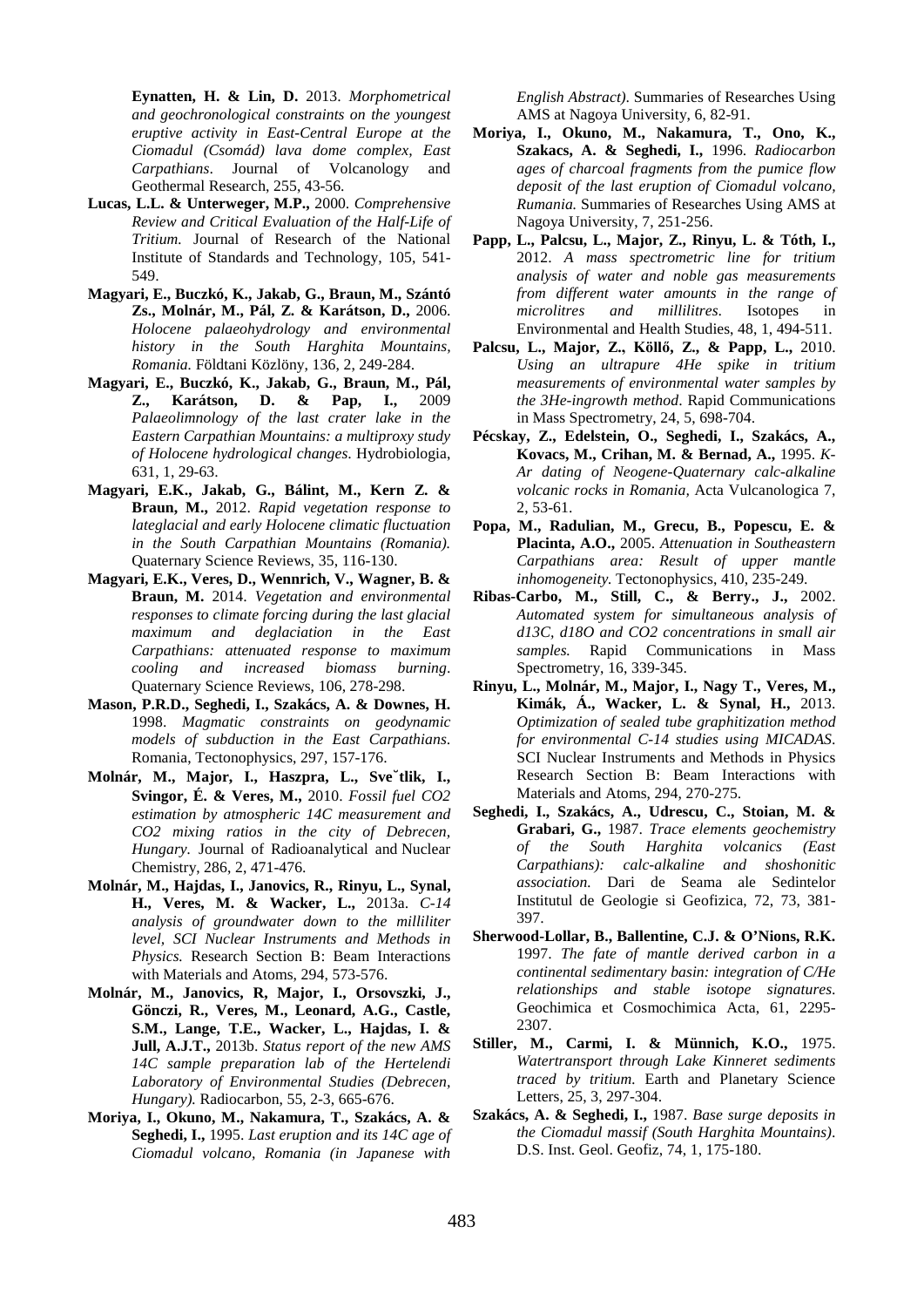**Eynatten, H. & Lin, D.** 2013. *Morphometrical and geochronological constraints on the youngest eruptive activity in East-Central Europe at the Ciomadul (Csomád) lava dome complex, East Carpathians*. Journal of Volcanology and Geothermal Research, 255, 43-56.

**Lucas, L.L. & Unterweger, M.P.,** 2000. *Comprehensive Review and Critical Evaluation of the Half-Life of Tritium.* Journal of Research of the National Institute of Standards and Technology, 105, 541-549.

**Magyari, E., Buczkó, K., Jakab, G., Braun, M., Szántó Zs., Molnár, M., Pál, Z. & Karátson, D.,** 2006. *Holocene palaeohydrology and environmental history in the South Harghita Mountains, Romania.* Földtani Közlöny, 136, 2, 249-284.

**Magyari, E., Buczkó, K., Jakab, G., Braun, M., Pál, Z., Karátson, D. & Pap, I.,** 2009 *Palaeolimnology of the last crater lake in the Eastern Carpathian Mountains: a multiproxy study of Holocene hydrological changes*. Hydrobiologia, 631, 1, 29-63.

**Magyari, E.K., Jakab, G., Bálint, M., Kern Z. & Braun, M.,** 2012. *Rapid vegetation response to lateglacial and early Holocene climatic fluctuation in the South Carpathian Mountains (Romania).* Quaternary Science Reviews, 35, 116-130.

**Magyari, E.K., Veres, D., Wennrich, V., Wagner, B. & Braun, M.** 2014. *Vegetation and environmental responses to climate forcing during the last glacial maximum and deglaciation in the East Carpathians: attenuated response to maximum cooling and increased biomass burning*. Quaternary Science Reviews, 106, 278-298.

**Mason, P.R.D., Seghedi, I., Szakács, A. & Downes, H.** 1998. *Magmatic constraints on geodynamic models of subduction in the East Carpathians*. Romania, Tectonophysics, 297, 157-176.

**Molnár, M., Major, I., Haszpra, L., Sveˇtlik, I., Svingor, É. & Veres, M.,** 2010. *Fossil fuel CO2 estimation by atmospheric 14C measurement and CO2 mixing ratios in the city of Debrecen, Hungary.* Journal of Radioanalytical and Nuclear Chemistry, 286, 2, 471-476.

**Molnár, M., Hajdas, I., Janovics, R., Rinyu, L., Synal, H., Veres, M. & Wacker, L.,** 2013a. *C-14 analysis of groundwater down to the milliliter level, SCI Nuclear Instruments and Methods in Physics.* Research Section B: Beam Interactions with Materials and Atoms, 294, 573-576.

**Molnár, M., Janovics, R, Major, I., Orsovszki, J., Gönczi, R., Veres, M., Leonard, A.G., Castle, S.M., Lange, T.E., Wacker, L., Hajdas, I. & Jull, A.J.T.,** 2013b. *Status report of the new AMS 14C sample preparation lab of the Hertelendi Laboratory of Environmental Studies (Debrecen, Hungary).* Radiocarbon, 55, 2-3, 665-676.

**Moriya, I., Okuno, M., Nakamura, T., Szakács, A. & Seghedi, I.,** 1995. *Last eruption and its 14C age of Ciomadul volcano, Romania (in Japanese with English Abstract).* Summaries of Researches Using AMS at Nagoya University, 6, 82-91.

**Moriya, I., Okuno, M., Nakamura, T., Ono, K., Szakacs, A. & Seghedi, I.,** 1996. *Radiocarbon ages of charcoal fragments from the pumice flow deposit of the last eruption of Ciomadul volcano, Rumania.* Summaries of Researches Using AMS at Nagoya University, 7, 251-256.

**Papp, L., Palcsu, L., Major, Z., Rinyu, L. & Tóth, I.,** 2012. *A mass spectrometric line for tritium analysis of water and noble gas measurements from different water amounts in the range of microlitres and millilitres*. Isotopes in Environmental and Health Studies, 48, 1, 494-511.

**Palcsu, L., Major, Z., Köllő, Z., & Papp, L.,** 2010. *Using an ultrapure 4He spike in tritium measurements of environmental water samples by the 3He-ingrowth method*. Rapid Communications in Mass Spectrometry, 24, 5, 698-704.

**Pécskay, Z., Edelstein, O., Seghedi, I., Szakács, A., Kovacs, M., Crihan, M. & Bernad, A.,** 1995. *K-Ar dating of Neogene-Quaternary calc-alkaline volcanic rocks in Romania,* Acta Vulcanologica 7, 2, 53-61.

**Popa, M., Radulian, M., Grecu, B., Popescu, E. & Placinta, A.O.,** 2005. *Attenuation in Southeastern Carpathians area: Result of upper mantle inhomogeneity.* Tectonophysics, 410, 235-249.

**Ribas-Carbo, M., Still, C., & Berry., J.,** 2002. *Automated system for simultaneous analysis of d13C, d18O and CO2 concentrations in small air samples.* Rapid Communications in Mass Spectrometry, 16, 339-345.

**Rinyu, L., Molnár, M., Major, I., Nagy T., Veres, M., Kimák, Á., Wacker, L. & Synal, H.,** 2013. *Optimization of sealed tube graphitization method for environmental C-14 studies using MICADAS*. SCI Nuclear Instruments and Methods in Physics Research Section B: Beam Interactions with Materials and Atoms, 294, 270-275.

**Seghedi, I., Szakács, A., Udrescu, C., Stoian, M. & Grabari, G.,** 1987. *Trace elements geochemistry of the South Harghita volcanics (East Carpathians): calc-alkaline and shoshonitic association.* Dari de Seama ale Sedintelor Institutul de Geologie si Geofizica, 72, 73, 381-397.

**Sherwood-Lollar, B., Ballentine, C.J. & O'Nions, R.K.** 1997. *The fate of mantle derived carbon in a continental sedimentary basin: integration of C/He relationships and stable isotope signatures*. Geochimica et Cosmochimica Acta, 61, 2295-2307.

**Stiller, M., Carmi, I. & Münnich, K.O.,** 1975. *Watertransport through Lake Kinneret sediments traced by tritium.* Earth and Planetary Science Letters, 25, 3, 297-304.

**Szakács, A. & Seghedi, I.,** 1987. *Base surge deposits in the Ciomadul massif (South Harghita Mountains)*. D.S. Inst. Geol. Geofiz, 74, 1, 175-180.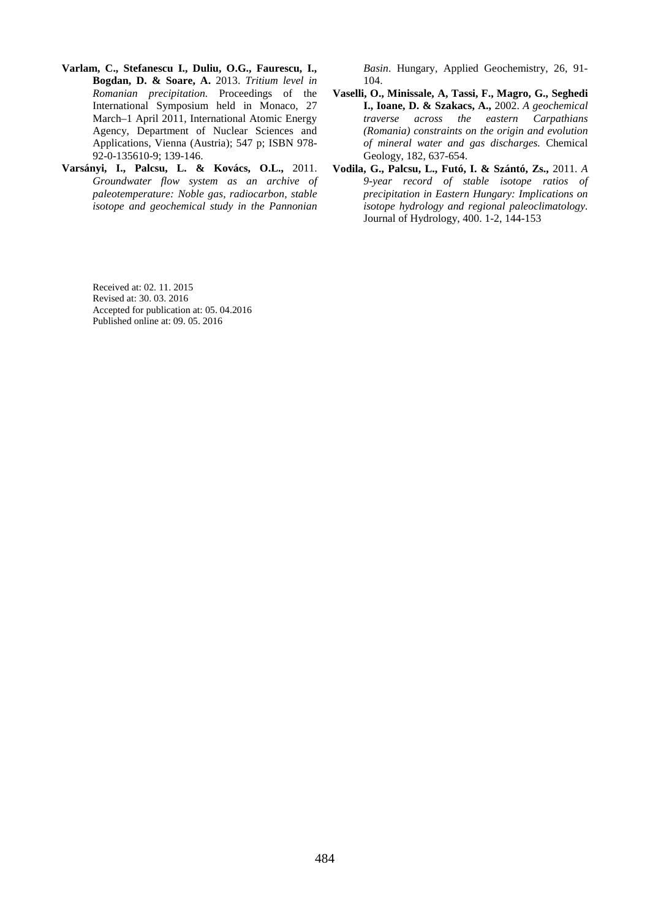**Varlam, C., Stefanescu I., Duliu, O.G., Faurescu, I., Bogdan, D. & Soare, A.** 2013. *Tritium level in Romanian precipitation.* Proceedings of the International Symposium held in Monaco, 27 March–1 April 2011, International Atomic Energy Agency, Department of Nuclear Sciences and Applications, Vienna (Austria); 547 p; ISBN 978-92-0-135610-9; 139-146.

**Varsányi, I., Palcsu, L. & Kovács, O.L.,** 2011. *Groundwater flow system as an archive of paleotemperature: Noble gas, radiocarbon, stable isotope and geochemical study in the Pannonian Basin*. Hungary, Applied Geochemistry, 26, 91-104.

**Vaselli, O., Minissale, A, Tassi, F., Magro, G., Seghedi I., Ioane, D. & Szakacs, A.,** 2002. *A geochemical traverse across the eastern Carpathians (Romania) constraints on the origin and evolution of mineral water and gas discharges.* Chemical Geology, 182, 637-654.

**Vodila, G., Palcsu, L., Futó, I. & Szántó, Zs.,** 2011. *A 9-year record of stable isotope ratios of precipitation in Eastern Hungary: Implications on isotope hydrology and regional paleoclimatology.* Journal of Hydrology, 400. 1-2, 144-153

Received at: 02. 11. 2015
Revised at: 30. 03. 2016
Accepted for publication at: 05. 04.2016
Published online at: 09. 05. 2016